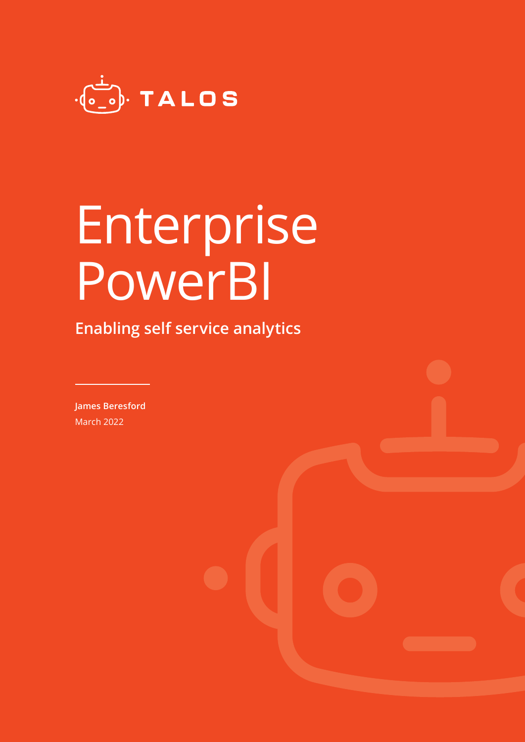TALOS

# Enterprise PowerBI

## Enabling self service analytics

**James Beresford**

March 2022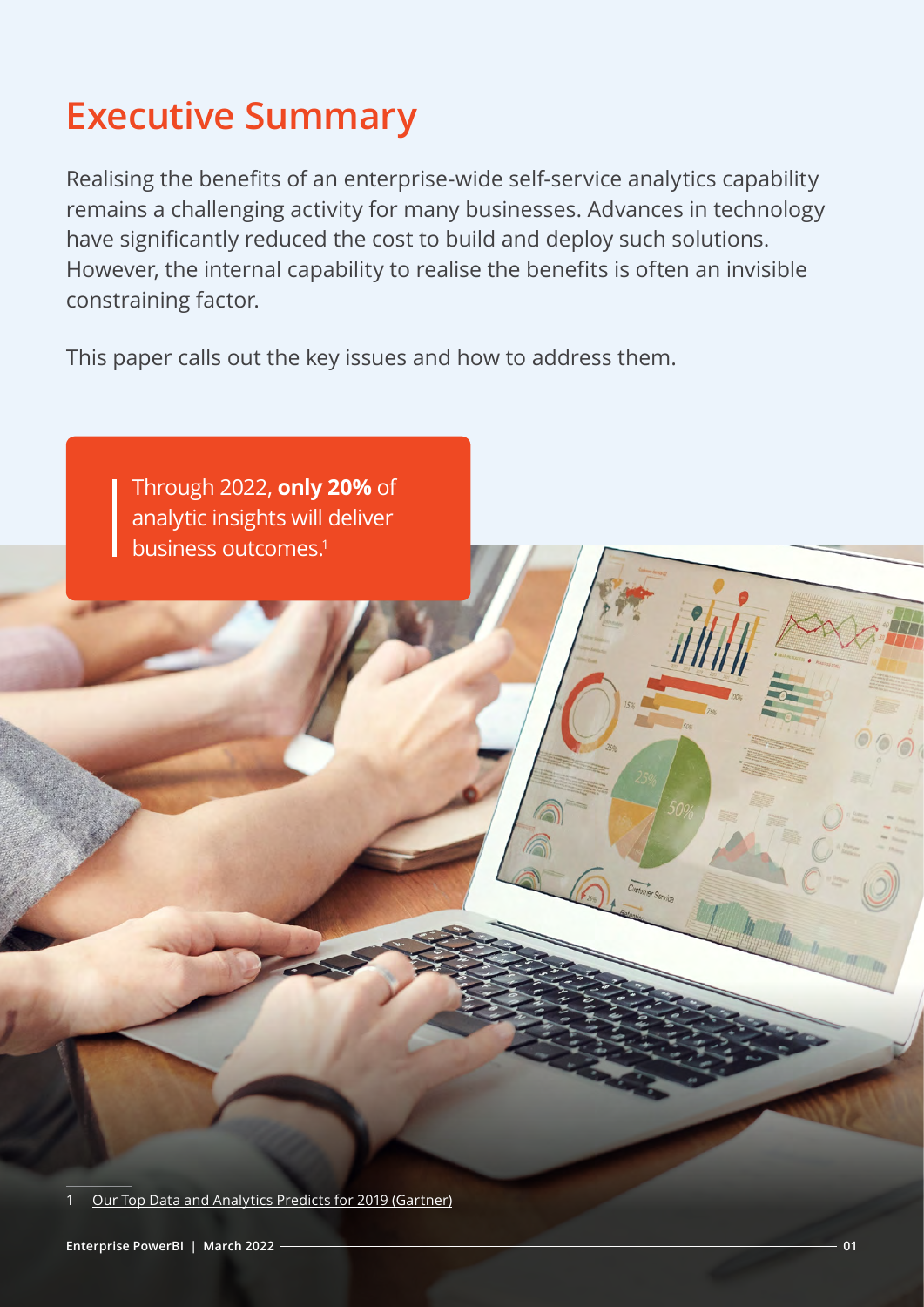# Executive Summary

Realising the benefits of an enterprise-wide self-service analytics capability remains a challenging activity for many businesses. Advances in technology have significantly reduced the cost to build and deploy such solutions. However, the internal capability to realise the benefits is often an invisible constraining factor.

This paper calls out the key issues and how to address them.

> Through 2022, **only 20%** of analytic insights will deliver business outcomes.[1]

1 Our Top Data and Analytics Predicts for 2019 (Gartner)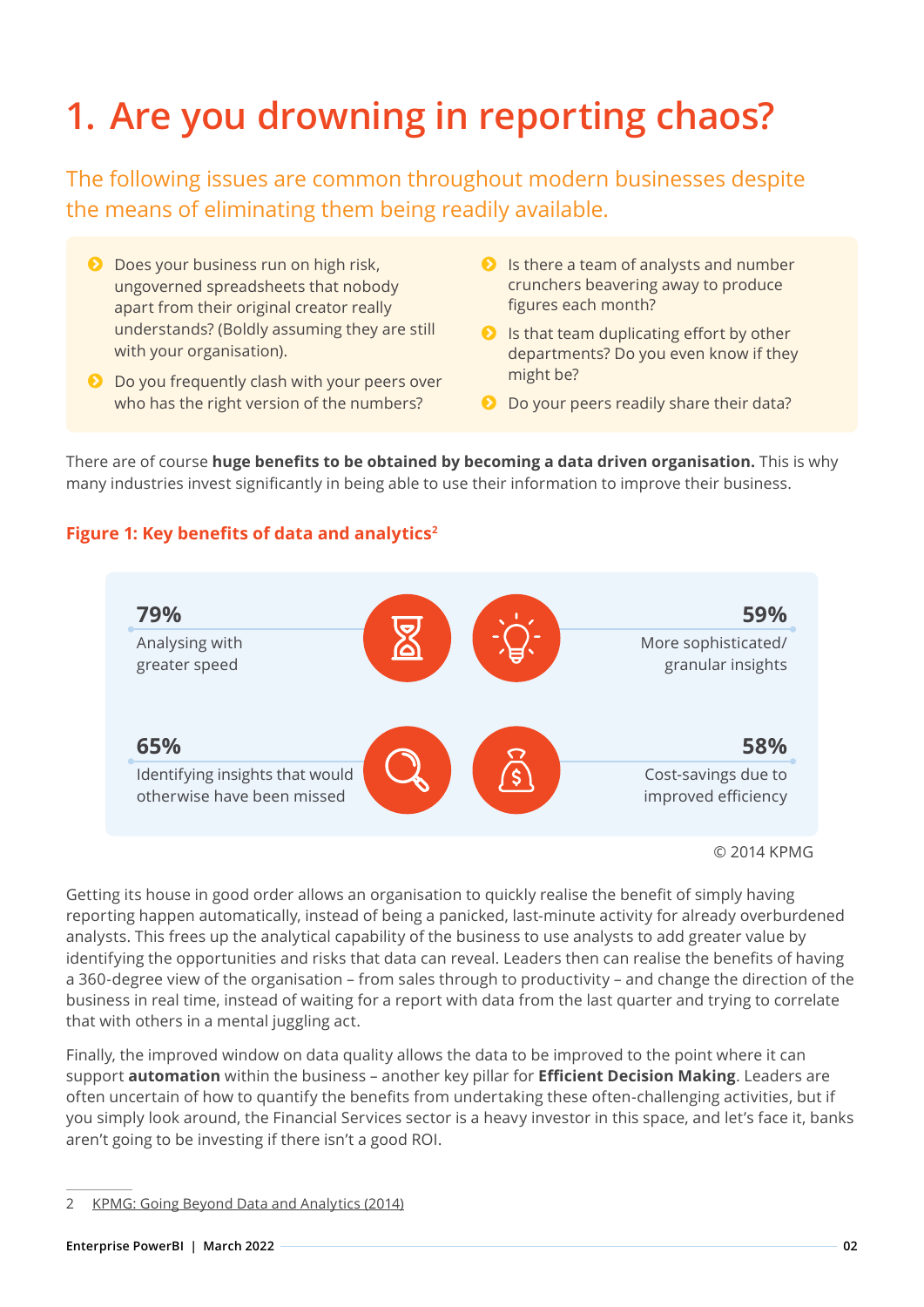# 1. Are you drowning in reporting chaos?

The following issues are common throughout modern businesses despite the means of eliminating them being readily available.

- Does your business run on high risk, ungoverned spreadsheets that nobody apart from their original creator really understands? (Boldly assuming they are still with your organisation).
- Do you frequently clash with your peers over who has the right version of the numbers?
- Is there a team of analysts and number crunchers beavering away to produce figures each month?
- Is that team duplicating effort by other departments? Do you even know if they might be?
- Do your peers readily share their data?

There are of course **huge benefits to be obtained by becoming a data driven organisation.** This is why many industries invest significantly in being able to use their information to improve their business.

**Figure 1: Key benefits of data and analytics[2]**

**79%**
Analysing with greater speed

**59%**
More sophisticated/ granular insights

**65%**
Identifying insights that would otherwise have been missed

**58%**
Cost-savings due to improved efficiency

© 2014 KPMG

Getting its house in good order allows an organisation to quickly realise the benefit of simply having reporting happen automatically, instead of being a panicked, last-minute activity for already overburdened analysts. This frees up the analytical capability of the business to use analysts to add greater value by identifying the opportunities and risks that data can reveal. Leaders then can realise the benefits of having a 360-degree view of the organisation – from sales through to productivity – and change the direction of the business in real time, instead of waiting for a report with data from the last quarter and trying to correlate that with others in a mental juggling act.

Finally, the improved window on data quality allows the data to be improved to the point where it can support **automation** within the business – another key pillar for **Efficient Decision Making**. Leaders are often uncertain of how to quantify the benefits from undertaking these often-challenging activities, but if you simply look around, the Financial Services sector is a heavy investor in this space, and let's face it, banks aren't going to be investing if there isn't a good ROI.

2 KPMG: Going Beyond Data and Analytics (2014)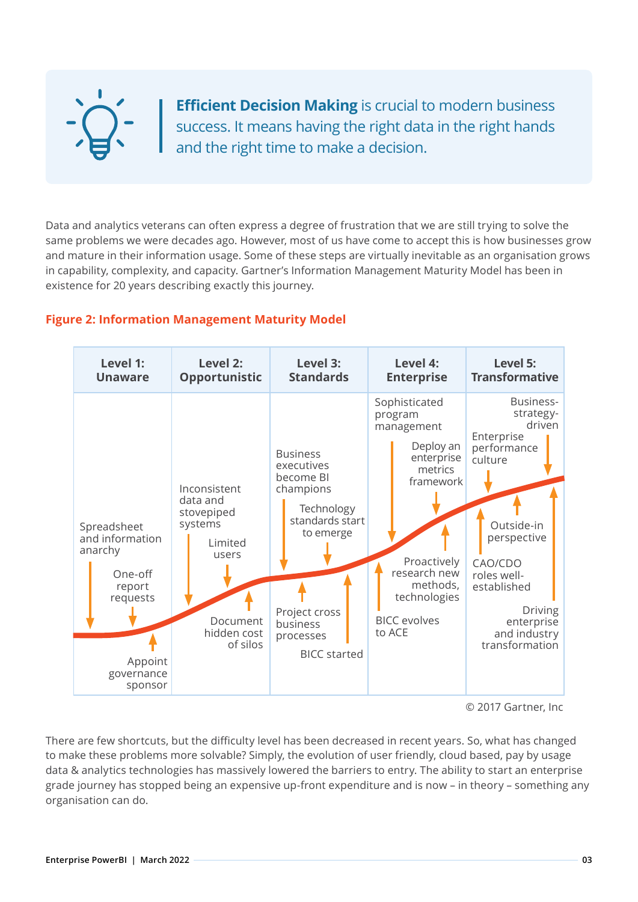**Efficient Decision Making** is crucial to modern business success. It means having the right data in the right hands and the right time to make a decision.

Data and analytics veterans can often express a degree of frustration that we are still trying to solve the same problems we were decades ago. However, most of us have come to accept this is how businesses grow and mature in their information usage. Some of these steps are virtually inevitable as an organisation grows in capability, complexity, and capacity. Gartner's Information Management Maturity Model has been in existence for 20 years describing exactly this journey.

**Figure 2: Information Management Maturity Model**

| Level 1: Unaware | Level 2: Opportunistic | Level 3: Standards | Level 4: Enterprise | Level 5: Transformative |
|---|---|---|---|---|
| Spreadsheet and information anarchy | Inconsistent data and stovepiped systems | Business executives become BI champions | Sophisticated program management | Business-strategy-driven |
| One-off report requests | Limited users | Technology standards start to emerge | Deploy an enterprise metrics framework | Enterprise performance culture |
| Appoint governance sponsor | Document hidden cost of silos | Project cross business processes | Proactively research new methods, technologies | Outside-in perspective |
| | | BICC started | BICC evolves to ACE | CAO/CDO roles well-established |
| | | | | Driving enterprise and industry transformation |

© 2017 Gartner, Inc

There are few shortcuts, but the difficulty level has been decreased in recent years. So, what has changed to make these problems more solvable? Simply, the evolution of user friendly, cloud based, pay by usage data & analytics technologies has massively lowered the barriers to entry. The ability to start an enterprise grade journey has stopped being an expensive up-front expenditure and is now – in theory – something any organisation can do.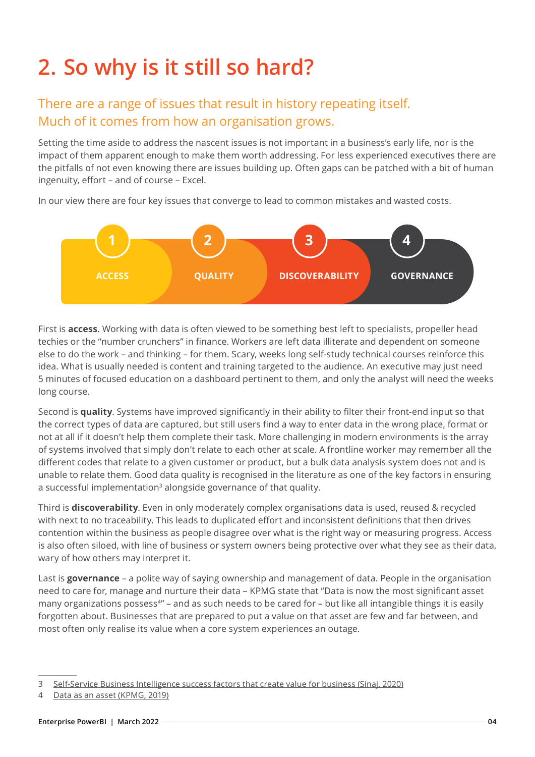# 2. So why is it still so hard?

## There are a range of issues that result in history repeating itself. Much of it comes from how an organisation grows.

Setting the time aside to address the nascent issues is not important in a business's early life, nor is the impact of them apparent enough to make them worth addressing. For less experienced executives there are the pitfalls of not even knowing there are issues building up. Often gaps can be patched with a bit of human ingenuity, effort – and of course – Excel.

In our view there are four key issues that converge to lead to common mistakes and wasted costs.

1. ACCESS
2. QUALITY
3. DISCOVERABILITY
4. GOVERNANCE

First is **access**. Working with data is often viewed to be something best left to specialists, propeller head techies or the "number crunchers" in finance. Workers are left data illiterate and dependent on someone else to do the work – and thinking – for them. Scary, weeks long self-study technical courses reinforce this idea. What is usually needed is content and training targeted to the audience. An executive may just need 5 minutes of focused education on a dashboard pertinent to them, and only the analyst will need the weeks long course.

Second is **quality**. Systems have improved significantly in their ability to filter their front-end input so that the correct types of data are captured, but still users find a way to enter data in the wrong place, format or not at all if it doesn't help them complete their task. More challenging in modern environments is the array of systems involved that simply don't relate to each other at scale. A frontline worker may remember all the different codes that relate to a given customer or product, but a bulk data analysis system does not and is unable to relate them. Good data quality is recognised in the literature as one of the key factors in ensuring a successful implementation[3] alongside governance of that quality.

Third is **discoverability**. Even in only moderately complex organisations data is used, reused & recycled with next to no traceability. This leads to duplicated effort and inconsistent definitions that then drives contention within the business as people disagree over what is the right way or measuring progress. Access is also often siloed, with line of business or system owners being protective over what they see as their data, wary of how others may interpret it.

Last is **governance** – a polite way of saying ownership and management of data. People in the organisation need to care for, manage and nurture their data – KPMG state that "Data is now the most significant asset many organizations possess[4]" – and as such needs to be cared for – but like all intangible things it is easily forgotten about. Businesses that are prepared to put a value on that asset are few and far between, and most often only realise its value when a core system experiences an outage.

---

3 Self-Service Business Intelligence success factors that create value for business (Sinaj, 2020)

4 Data as an asset (KPMG, 2019)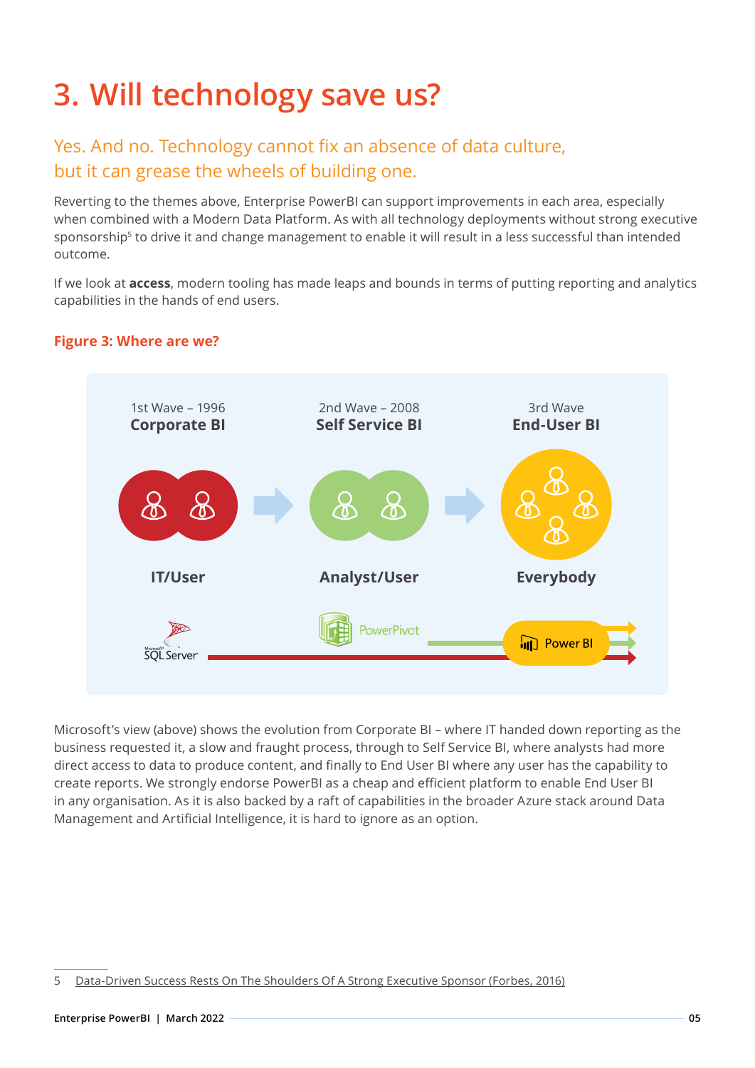# 3. Will technology save us?

## Yes. And no. Technology cannot fix an absence of data culture, but it can grease the wheels of building one.

Reverting to the themes above, Enterprise PowerBI can support improvements in each area, especially when combined with a Modern Data Platform. As with all technology deployments without strong executive sponsorship[5] to drive it and change management to enable it will result in a less successful than intended outcome.

If we look at **access**, modern tooling has made leaps and bounds in terms of putting reporting and analytics capabilities in the hands of end users.

**Figure 3: Where are we?**

1st Wave – 1996
**Corporate BI**

2nd Wave – 2008
**Self Service BI**

3rd Wave
**End-User BI**

**IT/User**

**Analyst/User**

**Everybody**

Microsoft SQL Server

PowerPivot

Power BI

Microsoft's view (above) shows the evolution from Corporate BI – where IT handed down reporting as the business requested it, a slow and fraught process, through to Self Service BI, where analysts had more direct access to data to produce content, and finally to End User BI where any user has the capability to create reports. We strongly endorse PowerBI as a cheap and efficient platform to enable End User BI in any organisation. As it is also backed by a raft of capabilities in the broader Azure stack around Data Management and Artificial Intelligence, it is hard to ignore as an option.

5 Data-Driven Success Rests On The Shoulders Of A Strong Executive Sponsor (Forbes, 2016)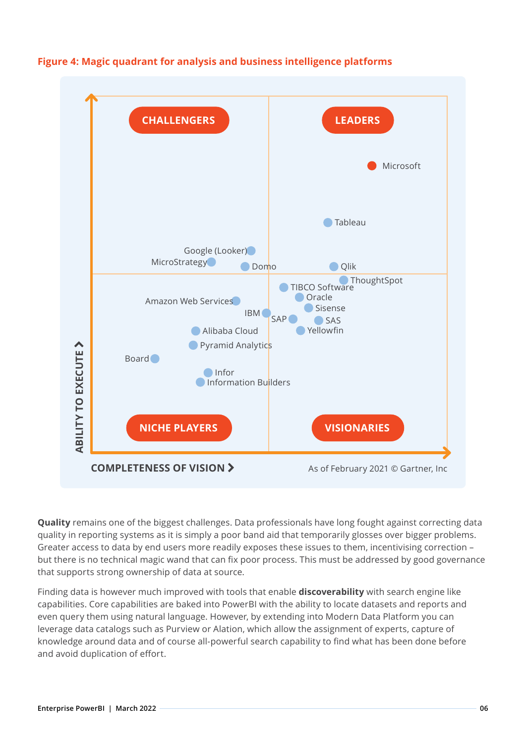**Figure 4: Magic quadrant for analysis and business intelligence platforms**

CHALLENGERS

LEADERS

Microsoft

Tableau

Google (Looker)

MicroStrategy

Domo

Qlik

ThoughtSpot

TIBCO Software

Oracle

Sisense

SAS

Yellowfin

Amazon Web Services

IBM

SAP

Alibaba Cloud

Pyramid Analytics

Board

Infor

Information Builders

NICHE PLAYERS

VISIONARIES

ABILITY TO EXECUTE

COMPLETENESS OF VISION

As of February 2021 © Gartner, Inc

**Quality** remains one of the biggest challenges. Data professionals have long fought against correcting data quality in reporting systems as it is simply a poor band aid that temporarily glosses over bigger problems. Greater access to data by end users more readily exposes these issues to them, incentivising correction – but there is no technical magic wand that can fix poor process. This must be addressed by good governance that supports strong ownership of data at source.

Finding data is however much improved with tools that enable **discoverability** with search engine like capabilities. Core capabilities are baked into PowerBI with the ability to locate datasets and reports and even query them using natural language. However, by extending into Modern Data Platform you can leverage data catalogs such as Purview or Alation, which allow the assignment of experts, capture of knowledge around data and of course all-powerful search capability to find what has been done before and avoid duplication of effort.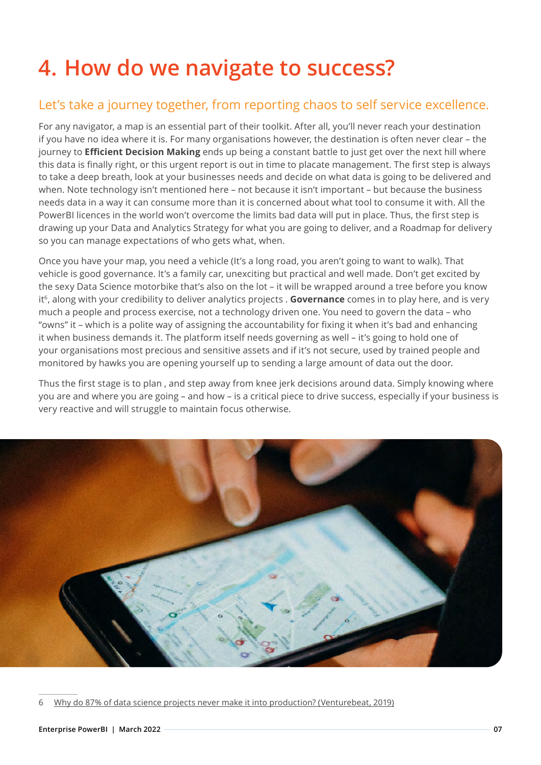# 4. How do we navigate to success?

## Let's take a journey together, from reporting chaos to self service excellence.

For any navigator, a map is an essential part of their toolkit. After all, you'll never reach your destination if you have no idea where it is. For many organisations however, the destination is often never clear – the journey to **Efficient Decision Making** ends up being a constant battle to just get over the next hill where this data is finally right, or this urgent report is out in time to placate management. The first step is always to take a deep breath, look at your businesses needs and decide on what data is going to be delivered and when. Note technology isn't mentioned here – not because it isn't important – but because the business needs data in a way it can consume more than it is concerned about what tool to consume it with. All the PowerBI licences in the world won't overcome the limits bad data will put in place. Thus, the first step is drawing up your Data and Analytics Strategy for what you are going to deliver, and a Roadmap for delivery so you can manage expectations of who gets what, when.

Once you have your map, you need a vehicle (It's a long road, you aren't going to want to walk). That vehicle is good governance. It's a family car, unexciting but practical and well made. Don't get excited by the sexy Data Science motorbike that's also on the lot – it will be wrapped around a tree before you know it[6], along with your credibility to deliver analytics projects . **Governance** comes in to play here, and is very much a people and process exercise, not a technology driven one. You need to govern the data – who "owns" it – which is a polite way of assigning the accountability for fixing it when it's bad and enhancing it when business demands it. The platform itself needs governing as well – it's going to hold one of your organisations most precious and sensitive assets and if it's not secure, used by trained people and monitored by hawks you are opening yourself up to sending a large amount of data out the door.

Thus the first stage is to plan , and step away from knee jerk decisions around data. Simply knowing where you are and where you are going – and how – is a critical piece to drive success, especially if your business is very reactive and will struggle to maintain focus otherwise.

6 Why do 87% of data science projects never make it into production? (Venturebeat, 2019)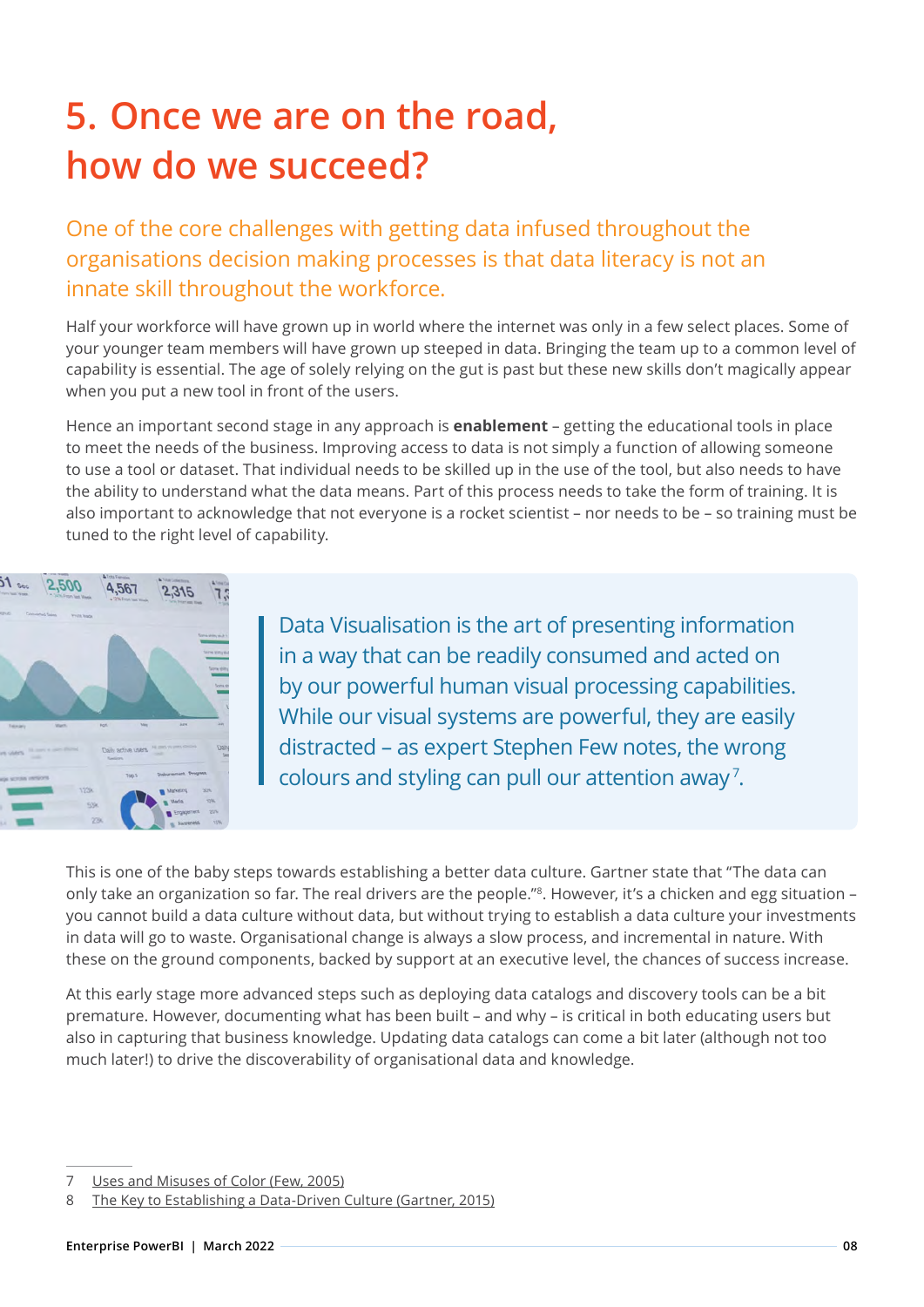# 5. Once we are on the road, how do we succeed?

One of the core challenges with getting data infused throughout the organisations decision making processes is that data literacy is not an innate skill throughout the workforce.

Half your workforce will have grown up in world where the internet was only in a few select places. Some of your younger team members will have grown up steeped in data. Bringing the team up to a common level of capability is essential. The age of solely relying on the gut is past but these new skills don't magically appear when you put a new tool in front of the users.

Hence an important second stage in any approach is **enablement** – getting the educational tools in place to meet the needs of the business. Improving access to data is not simply a function of allowing someone to use a tool or dataset. That individual needs to be skilled up in the use of the tool, but also needs to have the ability to understand what the data means. Part of this process needs to take the form of training. It is also important to acknowledge that not everyone is a rocket scientist – nor needs to be – so training must be tuned to the right level of capability.

> Data Visualisation is the art of presenting information in a way that can be readily consumed and acted on by our powerful human visual processing capabilities. While our visual systems are powerful, they are easily distracted – as expert Stephen Few notes, the wrong colours and styling can pull our attention away[7].

This is one of the baby steps towards establishing a better data culture. Gartner state that "The data can only take an organization so far. The real drivers are the people."[8]. However, it's a chicken and egg situation – you cannot build a data culture without data, but without trying to establish a data culture your investments in data will go to waste. Organisational change is always a slow process, and incremental in nature. With these on the ground components, backed by support at an executive level, the chances of success increase.

At this early stage more advanced steps such as deploying data catalogs and discovery tools can be a bit premature. However, documenting what has been built – and why – is critical in both educating users but also in capturing that business knowledge. Updating data catalogs can come a bit later (although not too much later!) to drive the discoverability of organisational data and knowledge.

---

7 Uses and Misuses of Color (Few, 2005)

8 The Key to Establishing a Data-Driven Culture (Gartner, 2015)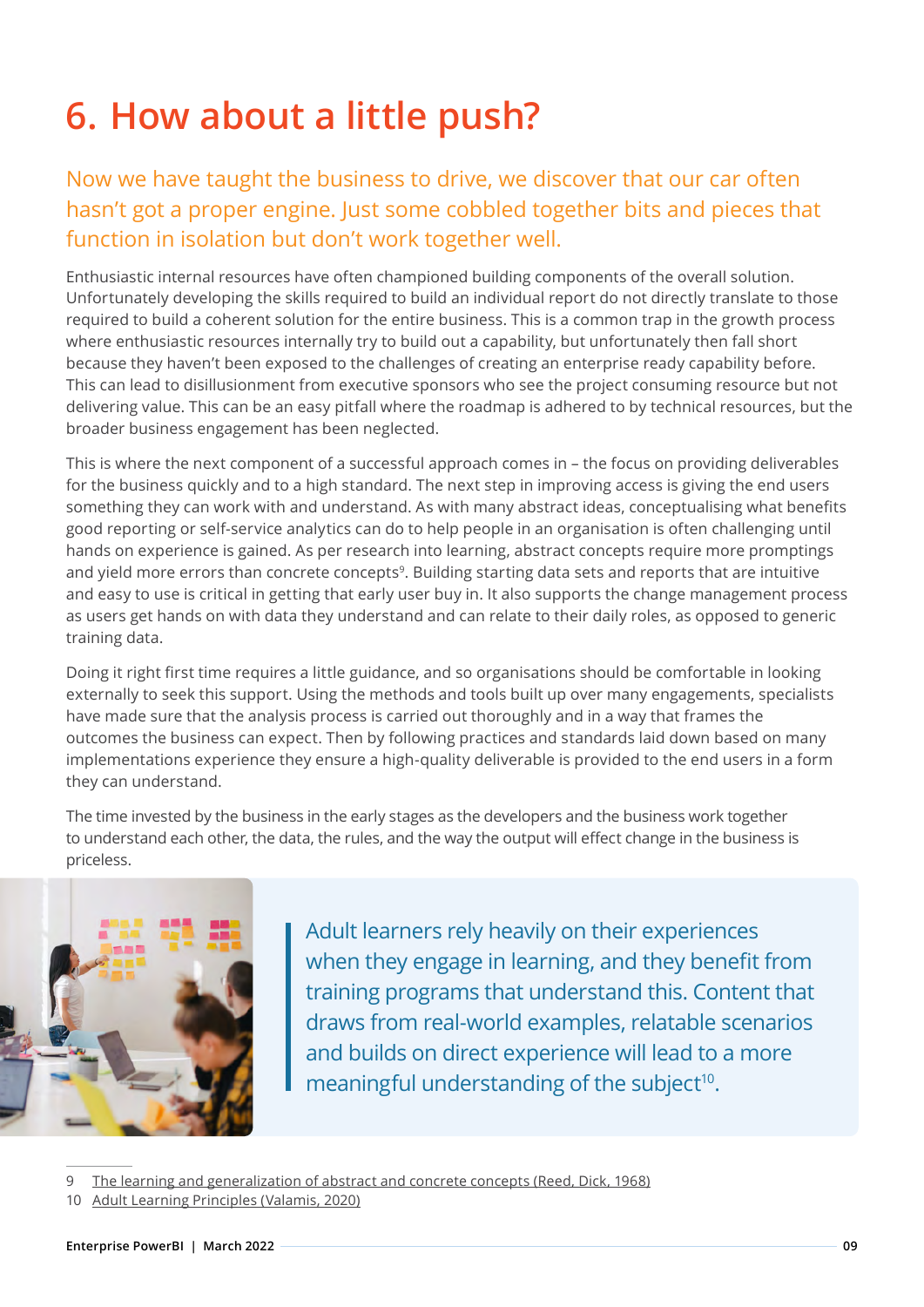# 6. How about a little push?

Now we have taught the business to drive, we discover that our car often hasn't got a proper engine. Just some cobbled together bits and pieces that function in isolation but don't work together well.

Enthusiastic internal resources have often championed building components of the overall solution. Unfortunately developing the skills required to build an individual report do not directly translate to those required to build a coherent solution for the entire business. This is a common trap in the growth process where enthusiastic resources internally try to build out a capability, but unfortunately then fall short because they haven't been exposed to the challenges of creating an enterprise ready capability before. This can lead to disillusionment from executive sponsors who see the project consuming resource but not delivering value. This can be an easy pitfall where the roadmap is adhered to by technical resources, but the broader business engagement has been neglected.

This is where the next component of a successful approach comes in – the focus on providing deliverables for the business quickly and to a high standard. The next step in improving access is giving the end users something they can work with and understand. As with many abstract ideas, conceptualising what benefits good reporting or self-service analytics can do to help people in an organisation is often challenging until hands on experience is gained. As per research into learning, abstract concepts require more promptings and yield more errors than concrete concepts[9]. Building starting data sets and reports that are intuitive and easy to use is critical in getting that early user buy in. It also supports the change management process as users get hands on with data they understand and can relate to their daily roles, as opposed to generic training data.

Doing it right first time requires a little guidance, and so organisations should be comfortable in looking externally to seek this support. Using the methods and tools built up over many engagements, specialists have made sure that the analysis process is carried out thoroughly and in a way that frames the outcomes the business can expect. Then by following practices and standards laid down based on many implementations experience they ensure a high-quality deliverable is provided to the end users in a form they can understand.

The time invested by the business in the early stages as the developers and the business work together to understand each other, the data, the rules, and the way the output will effect change in the business is priceless.

> Adult learners rely heavily on their experiences when they engage in learning, and they benefit from training programs that understand this. Content that draws from real-world examples, relatable scenarios and builds on direct experience will lead to a more meaningful understanding of the subject[10].

9 The learning and generalization of abstract and concrete concepts (Reed, Dick, 1968)

10 Adult Learning Principles (Valamis, 2020)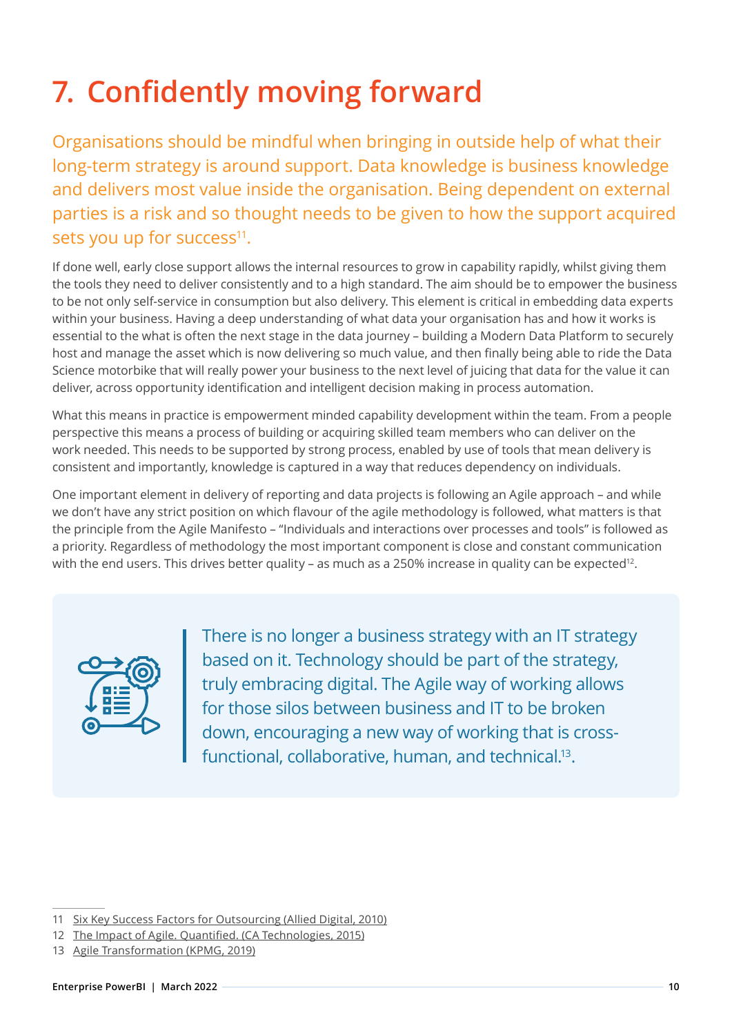# 7. Confidently moving forward

Organisations should be mindful when bringing in outside help of what their long-term strategy is around support. Data knowledge is business knowledge and delivers most value inside the organisation. Being dependent on external parties is a risk and so thought needs to be given to how the support acquired sets you up for success[11].

If done well, early close support allows the internal resources to grow in capability rapidly, whilst giving them the tools they need to deliver consistently and to a high standard. The aim should be to empower the business to be not only self-service in consumption but also delivery. This element is critical in embedding data experts within your business. Having a deep understanding of what data your organisation has and how it works is essential to the what is often the next stage in the data journey – building a Modern Data Platform to securely host and manage the asset which is now delivering so much value, and then finally being able to ride the Data Science motorbike that will really power your business to the next level of juicing that data for the value it can deliver, across opportunity identification and intelligent decision making in process automation.

What this means in practice is empowerment minded capability development within the team. From a people perspective this means a process of building or acquiring skilled team members who can deliver on the work needed. This needs to be supported by strong process, enabled by use of tools that mean delivery is consistent and importantly, knowledge is captured in a way that reduces dependency on individuals.

One important element in delivery of reporting and data projects is following an Agile approach – and while we don't have any strict position on which flavour of the agile methodology is followed, what matters is that the principle from the Agile Manifesto – "Individuals and interactions over processes and tools" is followed as a priority. Regardless of methodology the most important component is close and constant communication with the end users. This drives better quality – as much as a 250% increase in quality can be expected[12].

> There is no longer a business strategy with an IT strategy based on it. Technology should be part of the strategy, truly embracing digital. The Agile way of working allows for those silos between business and IT to be broken down, encouraging a new way of working that is cross-functional, collaborative, human, and technical.[13].

---

11 Six Key Success Factors for Outsourcing (Allied Digital, 2010)

12 The Impact of Agile. Quantified. (CA Technologies, 2015)

13 Agile Transformation (KPMG, 2019)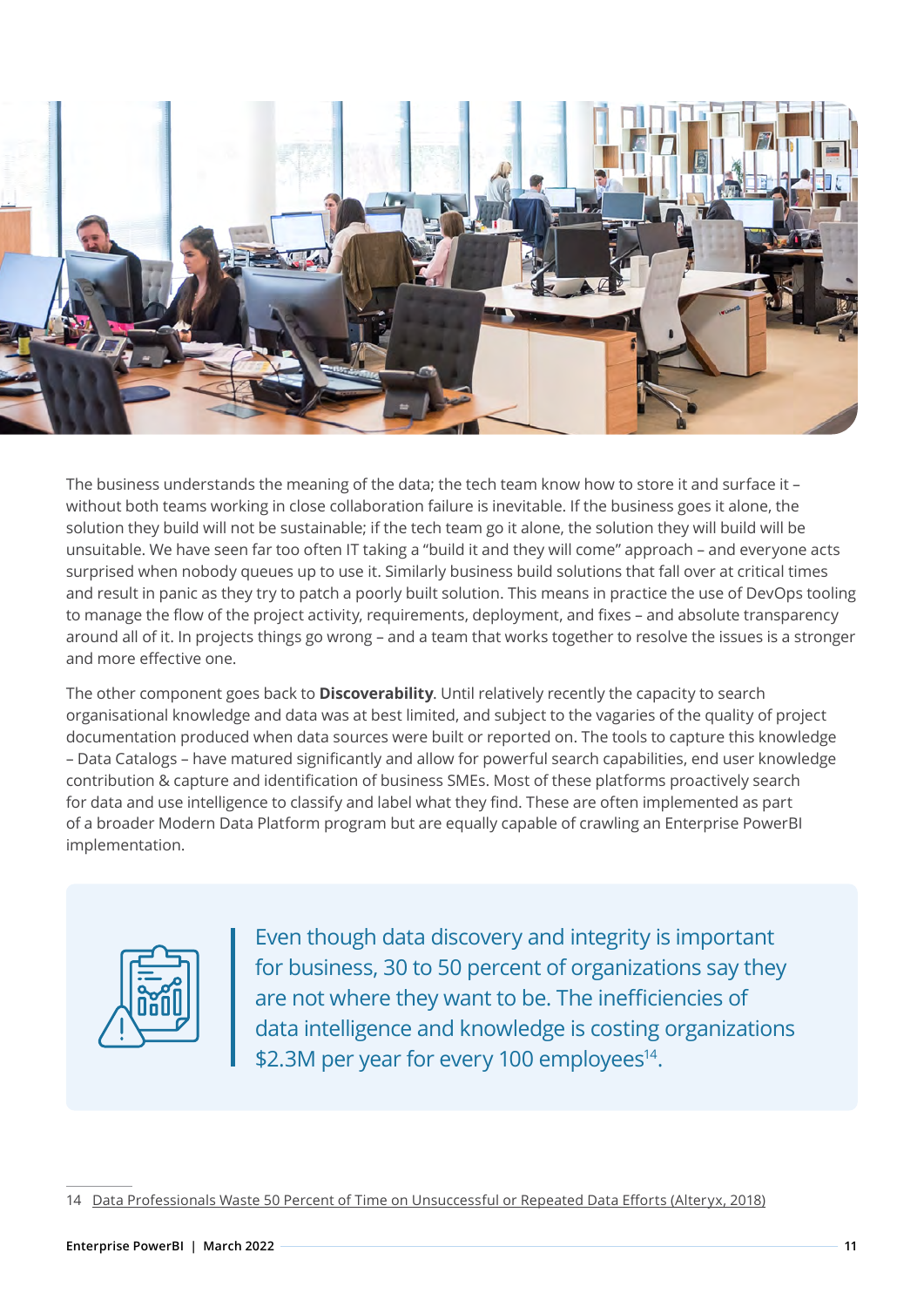The business understands the meaning of the data; the tech team know how to store it and surface it – without both teams working in close collaboration failure is inevitable. If the business goes it alone, the solution they build will not be sustainable; if the tech team go it alone, the solution they will build will be unsuitable. We have seen far too often IT taking a "build it and they will come" approach – and everyone acts surprised when nobody queues up to use it. Similarly business build solutions that fall over at critical times and result in panic as they try to patch a poorly built solution. This means in practice the use of DevOps tooling to manage the flow of the project activity, requirements, deployment, and fixes – and absolute transparency around all of it. In projects things go wrong – and a team that works together to resolve the issues is a stronger and more effective one.

The other component goes back to **Discoverability**. Until relatively recently the capacity to search organisational knowledge and data was at best limited, and subject to the vagaries of the quality of project documentation produced when data sources were built or reported on. The tools to capture this knowledge – Data Catalogs – have matured significantly and allow for powerful search capabilities, end user knowledge contribution & capture and identification of business SMEs. Most of these platforms proactively search for data and use intelligence to classify and label what they find. These are often implemented as part of a broader Modern Data Platform program but are equally capable of crawling an Enterprise PowerBI implementation.

> Even though data discovery and integrity is important for business, 30 to 50 percent of organizations say they are not where they want to be. The inefficiencies of data intelligence and knowledge is costing organizations $2.3M per year for every 100 employees[14].

[14] Data Professionals Waste 50 Percent of Time on Unsuccessful or Repeated Data Efforts (Alteryx, 2018)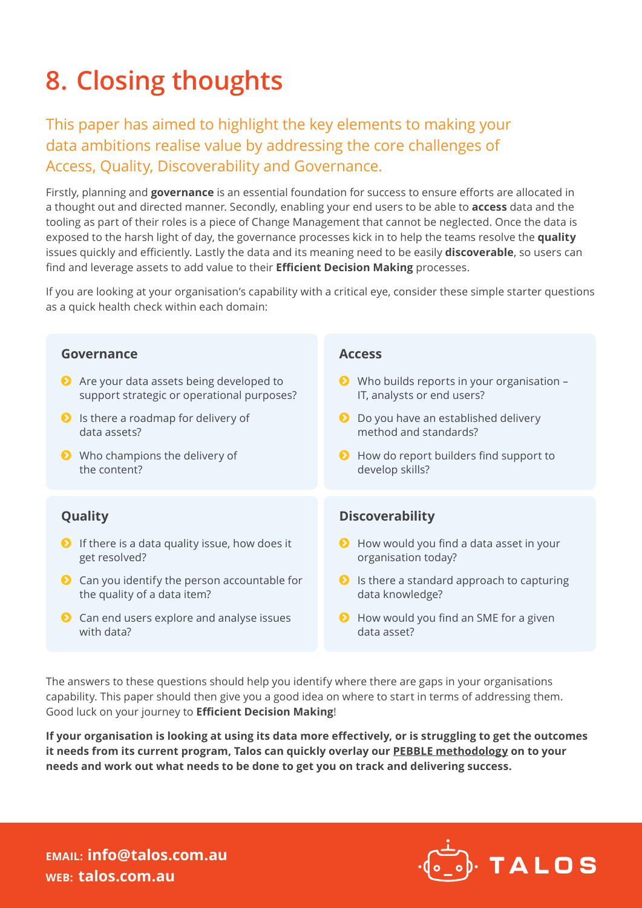# 8. Closing thoughts

This paper has aimed to highlight the key elements to making your data ambitions realise value by addressing the core challenges of Access, Quality, Discoverability and Governance.

Firstly, planning and **governance** is an essential foundation for success to ensure efforts are allocated in a thought out and directed manner. Secondly, enabling your end users to be able to **access** data and the tooling as part of their roles is a piece of Change Management that cannot be neglected. Once the data is exposed to the harsh light of day, the governance processes kick in to help the teams resolve the **quality** issues quickly and efficiently. Lastly the data and its meaning need to be easily **discoverable**, so users can find and leverage assets to add value to their **Efficient Decision Making** processes.

If you are looking at your organisation's capability with a critical eye, consider these simple starter questions as a quick health check within each domain:

### Governance

- Are your data assets being developed to support strategic or operational purposes?
- Is there a roadmap for delivery of data assets?
- Who champions the delivery of the content?

### Access

- Who builds reports in your organisation – IT, analysts or end users?
- Do you have an established delivery method and standards?
- How do report builders find support to develop skills?

### Quality

- If there is a data quality issue, how does it get resolved?
- Can you identify the person accountable for the quality of a data item?
- Can end users explore and analyse issues with data?

### Discoverability

- How would you find a data asset in your organisation today?
- Is there a standard approach to capturing data knowledge?
- How would you find an SME for a given data asset?

The answers to these questions should help you identify where there are gaps in your organisations capability. This paper should then give you a good idea on where to start in terms of addressing them. Good luck on your journey to **Efficient Decision Making**!

**If your organisation is looking at using its data more effectively, or is struggling to get the outcomes it needs from its current program, Talos can quickly overlay our PEBBLE methodology on to your needs and work out what needs to be done to get you on track and delivering success.**

**EMAIL: info@talos.com.au**
**WEB: talos.com.au**

TALOS